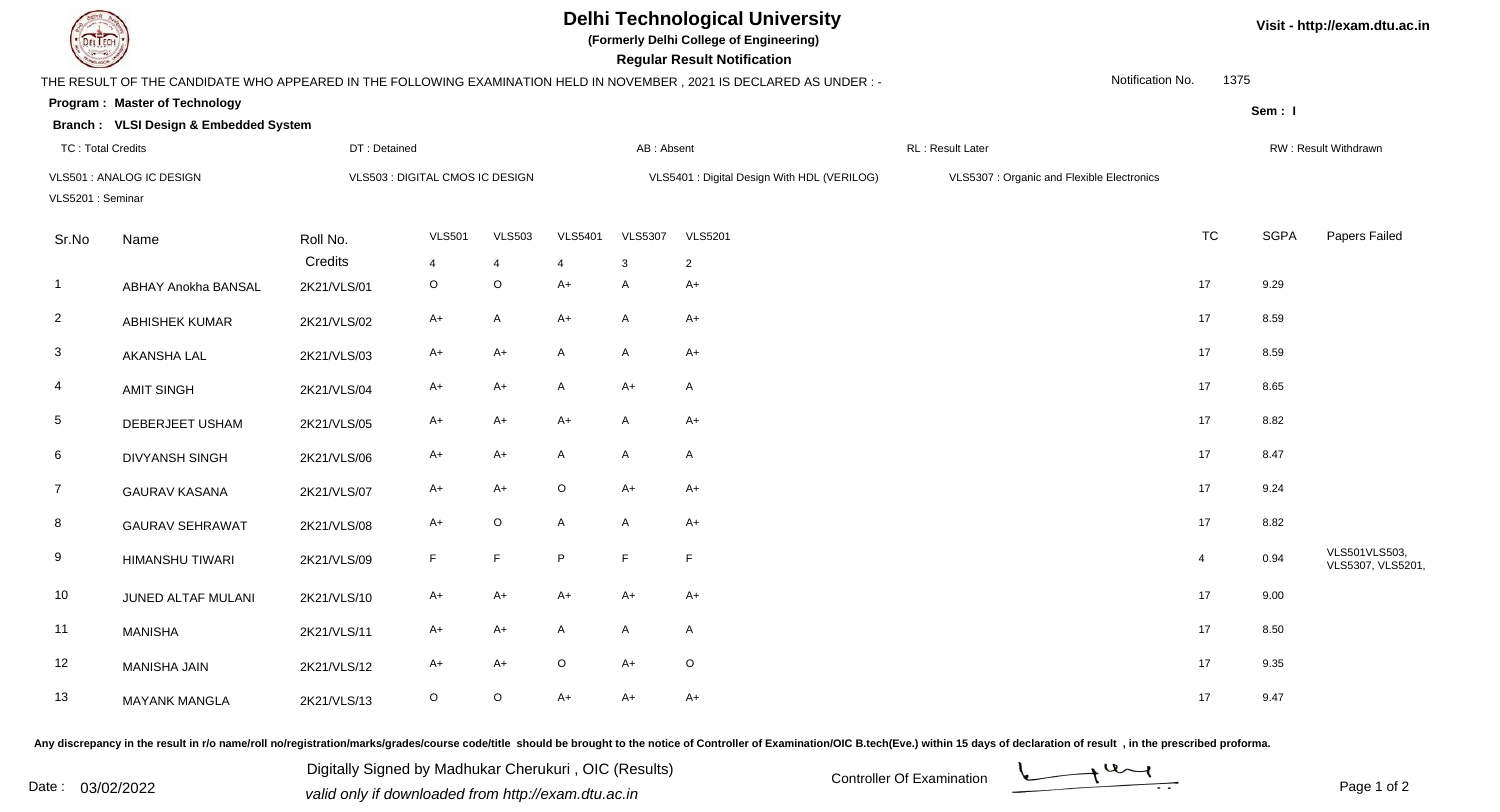# Delhi Technological University

**(Formerly Delhi College of Engineering)**

**Regular Result Notification**

Visit - http://exam.dtu.ac.in

THE RESULT OF THE CANDIDATE WHO APPEARED IN THE FOLLOWING EXAMINATION HELD IN NOVEMBER , 2021 IS DECLARED AS UNDER : -

Notification No. 1375

**Program : Master of Technology**

**Sem : I**

**Branch : VLSI Design & Embedded System**

TC : Total Credits | DT : Detained | AB : Absent | RL : Result Later | RW : Result Withdrawn

VLS501 : ANALOG IC DESIGN | VLS503 : DIGITAL CMOS IC DESIGN | VLS5401 : Digital Design With HDL (VERILOG) | VLS5307 : Organic and Flexible Electronics

VLS5201 : Seminar

| Sr.No | Name | Roll No. | VLS501 | VLS503 | VLS5401 | VLS5307 | VLS5201 | TC | SGPA | Papers Failed |
|---|---|---|---|---|---|---|---|---|---|---|
| | | Credits | 4 | 4 | 4 | 3 | 2 | | | |
| 1 | ABHAY Anokha BANSAL | 2K21/VLS/01 | O | O | A+ | A | A+ | 17 | 9.29 | |
| 2 | ABHISHEK KUMAR | 2K21/VLS/02 | A+ | A | A+ | A | A+ | 17 | 8.59 | |
| 3 | AKANSHA LAL | 2K21/VLS/03 | A+ | A+ | A | A | A+ | 17 | 8.59 | |
| 4 | AMIT SINGH | 2K21/VLS/04 | A+ | A+ | A | A+ | A | 17 | 8.65 | |
| 5 | DEBERJEET USHAM | 2K21/VLS/05 | A+ | A+ | A+ | A | A+ | 17 | 8.82 | |
| 6 | DIVYANSH SINGH | 2K21/VLS/06 | A+ | A+ | A | A | A | 17 | 8.47 | |
| 7 | GAURAV KASANA | 2K21/VLS/07 | A+ | A+ | O | A+ | A+ | 17 | 9.24 | |
| 8 | GAURAV SEHRAWAT | 2K21/VLS/08 | A+ | O | A | A | A+ | 17 | 8.82 | |
| 9 | HIMANSHU TIWARI | 2K21/VLS/09 | F | F | P | F | F | 4 | 0.94 | VLS501VLS503, VLS5307, VLS5201, |
| 10 | JUNED ALTAF MULANI | 2K21/VLS/10 | A+ | A+ | A+ | A+ | A+ | 17 | 9.00 | |
| 11 | MANISHA | 2K21/VLS/11 | A+ | A+ | A | A | A | 17 | 8.50 | |
| 12 | MANISHA JAIN | 2K21/VLS/12 | A+ | A+ | O | A+ | O | 17 | 9.35 | |
| 13 | MAYANK MANGLA | 2K21/VLS/13 | O | O | A+ | A+ | A+ | 17 | 9.47 | |

**Any discrepancy in the result in r/o name/roll no/registration/marks/grades/course code/title should be brought to the notice of Controller of Examination/OIC B.tech(Eve.) within 15 days of declaration of result , in the prescribed proforma.**

Date : 03/02/2022

Digitally Signed by Madhukar Cherukuri , OIC (Results)

*valid only if downloaded from http://exam.dtu.ac.in*

Controller Of Examination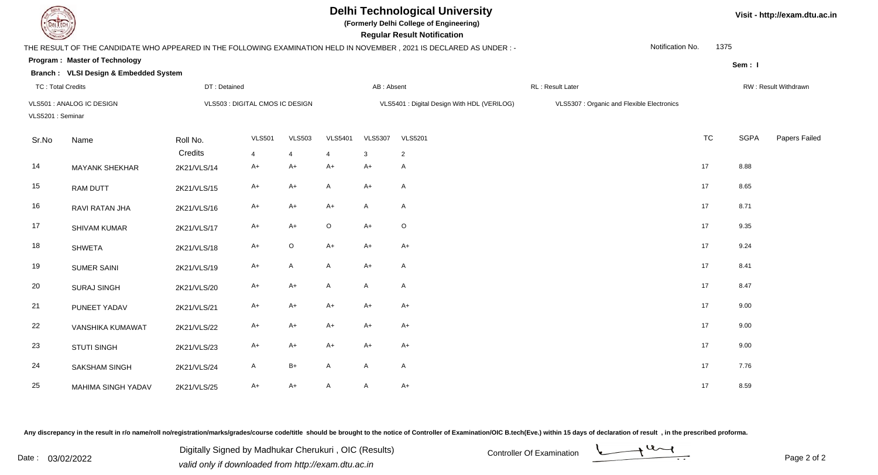# Delhi Technological University

**(Formerly Delhi College of Engineering)**

**Regular Result Notification**

Visit - http://exam.dtu.ac.in

THE RESULT OF THE CANDIDATE WHO APPEARED IN THE FOLLOWING EXAMINATION HELD IN NOVEMBER , 2021 IS DECLARED AS UNDER : -

Notification No. 1375

**Program : Master of Technology**

Sem : I

**Branch : VLSI Design & Embedded System**

TC : Total Credits | DT : Detained | AB : Absent | RL : Result Later | RW : Result Withdrawn

VLS501 : ANALOG IC DESIGN | VLS503 : DIGITAL CMOS IC DESIGN | VLS5401 : Digital Design With HDL (VERILOG) | VLS5307 : Organic and Flexible Electronics | VLS5201 : Seminar

| Sr.No | Name | Roll No. | VLS501 | VLS503 | VLS5401 | VLS5307 | VLS5201 | TC | SGPA | Papers Failed |
|---|---|---|---|---|---|---|---|---|---|---|
| | | Credits | 4 | 4 | 4 | 3 | 2 | | | |
| 14 | MAYANK SHEKHAR | 2K21/VLS/14 | A+ | A+ | A+ | A+ | A | 17 | 8.88 | |
| 15 | RAM DUTT | 2K21/VLS/15 | A+ | A+ | A | A+ | A | 17 | 8.65 | |
| 16 | RAVI RATAN JHA | 2K21/VLS/16 | A+ | A+ | A+ | A | A | 17 | 8.71 | |
| 17 | SHIVAM KUMAR | 2K21/VLS/17 | A+ | A+ | O | A+ | O | 17 | 9.35 | |
| 18 | SHWETA | 2K21/VLS/18 | A+ | O | A+ | A+ | A+ | 17 | 9.24 | |
| 19 | SUMER SAINI | 2K21/VLS/19 | A+ | A | A | A+ | A | 17 | 8.41 | |
| 20 | SURAJ SINGH | 2K21/VLS/20 | A+ | A+ | A | A | A | 17 | 8.47 | |
| 21 | PUNEET YADAV | 2K21/VLS/21 | A+ | A+ | A+ | A+ | A+ | 17 | 9.00 | |
| 22 | VANSHIKA KUMAWAT | 2K21/VLS/22 | A+ | A+ | A+ | A+ | A+ | 17 | 9.00 | |
| 23 | STUTI SINGH | 2K21/VLS/23 | A+ | A+ | A+ | A+ | A+ | 17 | 9.00 | |
| 24 | SAKSHAM SINGH | 2K21/VLS/24 | A | B+ | A | A | A | 17 | 7.76 | |
| 25 | MAHIMA SINGH YADAV | 2K21/VLS/25 | A+ | A+ | A | A | A+ | 17 | 8.59 | |

Any discrepancy in the result in r/o name/roll no/registration/marks/grades/course code/title should be brought to the notice of Controller of Examination/OIC B.tech(Eve.) within 15 days of declaration of result , in the prescribed proforma.

Date : 03/02/2022

Digitally Signed by Madhukar Cherukuri , OIC (Results)
*valid only if downloaded from http://exam.dtu.ac.in*

Controller Of Examination